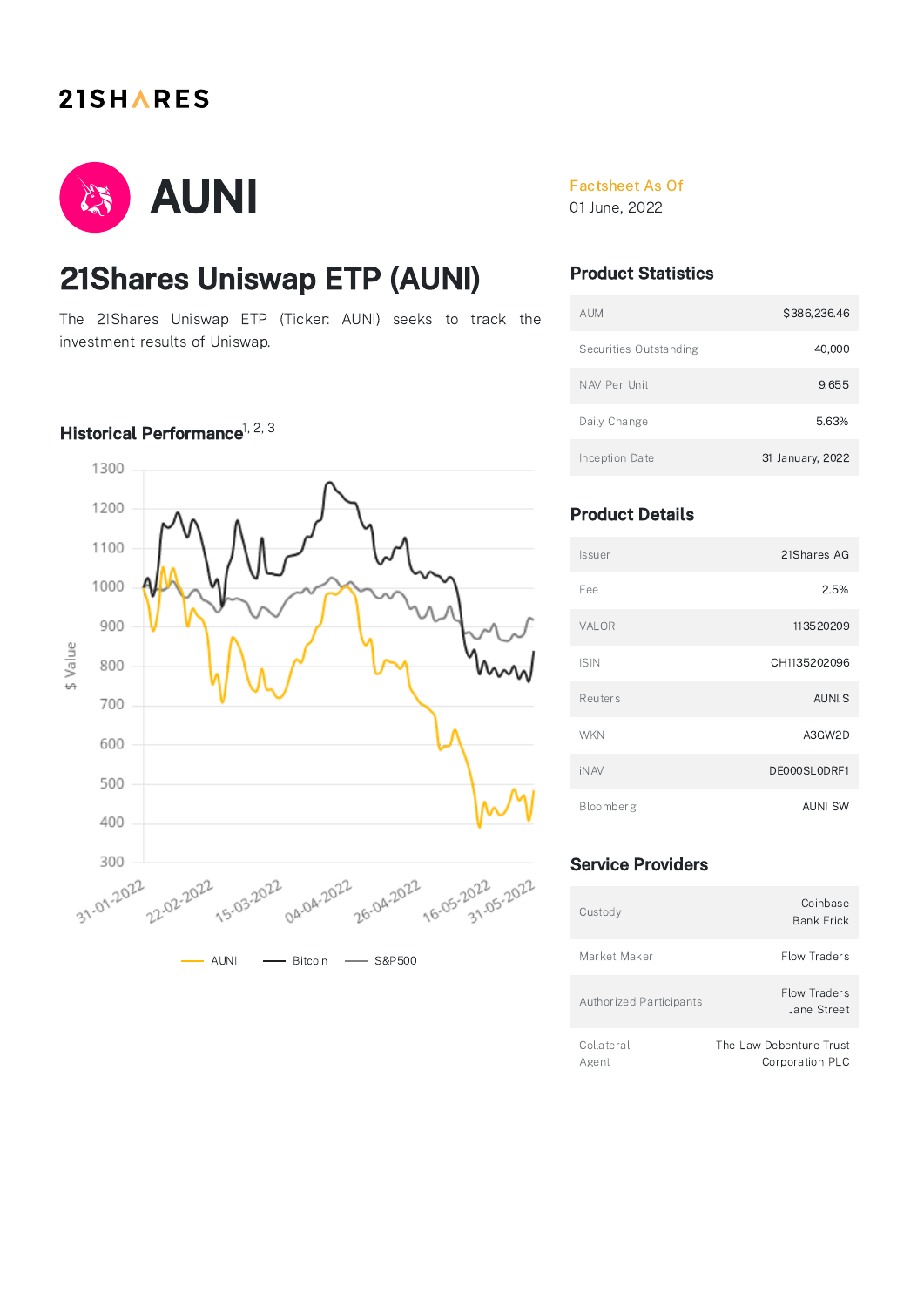21SHARES

# AUNI

Factsheet As Of
01 June, 2022

## 21Shares Uniswap ETP (AUNI)

The 21Shares Uniswap ETP (Ticker: AUNI) seeks to track the investment results of Uniswap.

### Historical Performance[1, 2, 3]

$ Value

1300
1200
1100
1000
900
800
700
600
500
400
300

31-01-2022
22-02-2022
15-03-2022
04-04-2022
26-04-2022
16-05-2022
31-05-2022

AUNI
Bitcoin
S&P500

### Product Statistics

| | |
|---|---|
| AUM | $386,236.46 |
| Securities Outstanding | 40,000 |
| NAV Per Unit | 9.655 |
| Daily Change | 5.63% |
| Inception Date | 31 January, 2022 |

### Product Details

| | |
|---|---|
| Issuer | 21Shares AG |
| Fee | 2.5% |
| VALOR | 113520209 |
| ISIN | CH1135202096 |
| Reuters | AUNI.S |
| WKN | A3GW2D |
| iNAV | DE000SL0DRF1 |
| Bloomberg | AUNI SW |

### Service Providers

| | |
|---|---|
| Custody | Coinbase Bank Frick |
| Market Maker | Flow Traders |
| Authorized Participants | Flow Traders Jane Street |
| Collateral Agent | The Law Debenture Trust Corporation PLC |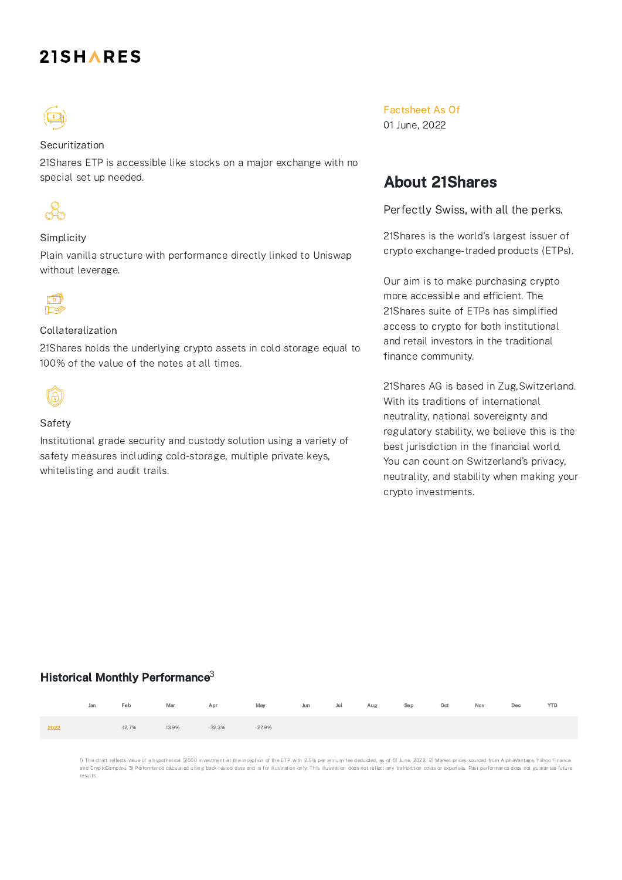### Securitization

21Shares ETP is accessible like stocks on a major exchange with no special set up needed.

### Simplicity

Plain vanilla structure with performance directly linked to Uniswap without leverage.

### Collateralization

21Shares holds the underlying crypto assets in cold storage equal to 100% of the value of the notes at all times.

### Safety

Institutional grade security and custody solution using a variety of safety measures including cold-storage, multiple private keys, whitelisting and audit trails.

Factsheet As Of

01 June, 2022

## About 21Shares

Perfectly Swiss, with all the perks.

21Shares is the world's largest issuer of crypto exchange-traded products (ETPs).

Our aim is to make purchasing crypto more accessible and efficient. The 21Shares suite of ETPs has simplified access to crypto for both institutional and retail investors in the traditional finance community.

21Shares AG is based in Zug,Switzerland. With its traditions of international neutrality, national sovereignty and regulatory stability, we believe this is the best jurisdiction in the financial world. You can count on Switzerland's privacy, neutrality, and stability when making your crypto investments.

## Historical Monthly Performance[3]

| | Jan | Feb | Mar | Apr | May | Jun | Jul | Aug | Sep | Oct | Nov | Dec | YTD |
|---|---|---|---|---|---|---|---|---|---|---|---|---|---|
| 2022 | | -12.7% | 13.9% | -32.3% | -27.9% | | | | | | | | |

1) The chart reflects value of a hypothetical $1000 investment at the inception of the ETP with 2.5% per annum fee deducted, as of 01 June, 2022. 2) Market prices sourced from AlphaVantage, Yahoo Finance and CryptoCompare. 3) Performance calculated using back-tested data and is for illustration only. This illustration does not reflect any transaction costs or expenses. Past performance does not guarantee future results.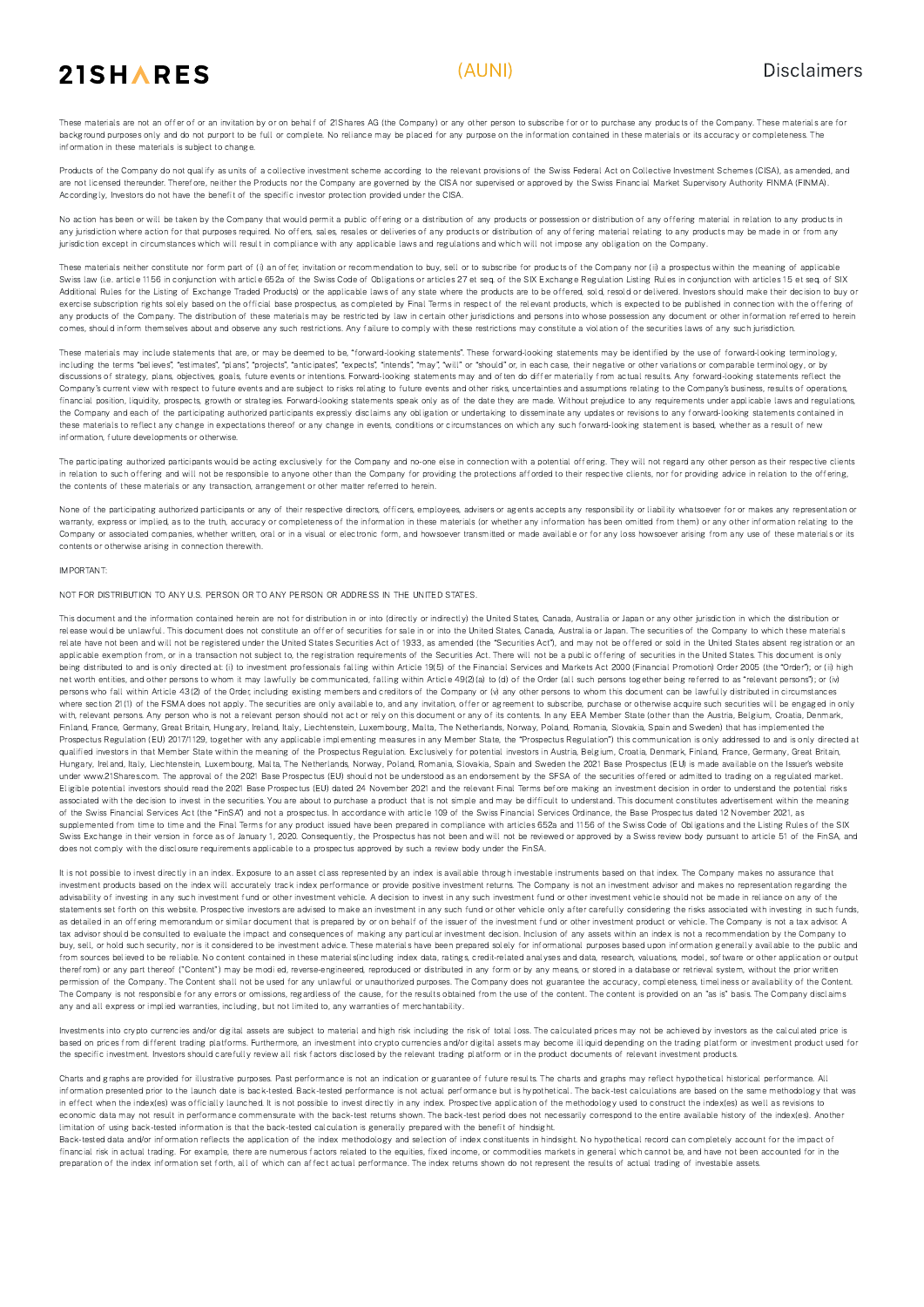These materials are not an offer of or an invitation by or on behalf of 21Shares AG (the Company) or any other person to subscribe for or to purchase any products of the Company. These materials are for background purposes only and do not purport to be full or complete. No reliance may be placed for any purpose on the information contained in these materials or its accuracy or completeness. The information in these materials is subject to change.

Products of the Company do not qualify as units of a collective investment scheme according to the relevant provisions of the Swiss Federal Act on Collective Investment Schemes (CISA), as amended, and are not licensed thereunder. Therefore, neither the Products nor the Company are governed by the CISA nor supervised or approved by the Swiss Financial Market Supervisory Authority FINMA (FINMA). Accordingly, Investors do not have the benefit of the specific investor protection provided under the CISA.

No action has been or will be taken by the Company that would permit a public offering or a distribution of any products or possession or distribution of any offering material in relation to any products in any jurisdiction where action for that purposes required. No offers, sales, resales or deliveries of any products or distribution of any offering material relating to any products may be made in or from any jurisdiction except in circumstances which will result in compliance with any applicable laws and regulations and which will not impose any obligation on the Company.

These materials neither constitute nor form part of (i) an offer, invitation or recommendation to buy, sell or to subscribe for products of the Company nor (ii) a prospectus within the meaning of applicable Swiss law (i.e. article 1156 in conjunction with article 652a of the Swiss Code of Obligations or articles 27 et seq. of the SIX Exchange Regulation Listing Rules in conjunction with articles 15 et seq. of SIX Additional Rules for the Listing of Exchange Traded Products) or the applicable laws of any state where the products are to be offered, sold, resold or delivered. Investors should make their decision to buy or exercise subscription rights solely based on the official base prospectus, as completed by Final Terms in respect of the relevant products, which is expected to be published in connection with the offering of any products of the Company. The distribution of these materials may be restricted by law in certain other jurisdictions and persons into whose possession any document or other information referred to herein comes, should inform themselves about and observe any such restrictions. Any failure to comply with these restrictions may constitute a violation of the securities laws of any such jurisdiction.

These materials may include statements that are, or may be deemed to be, "forward-looking statements". These forward-looking statements may be identified by the use of forward-looking terminology, including the terms "believes", "estimates", "plans", "projects", "anticipates", "expects", "intends", "may", "will" or "should" or, in each case, their negative or other variations or comparable terminology, or by discussions of strategy, plans, objectives, goals, future events or intentions. Forward-looking statements may and often do differ materially from actual results. Any forward-looking statements reflect the Company's current view with respect to future events and are subject to risks relating to future events and other risks, uncertainties and assumptions relating to the Company's business, results of operations, financial position, liquidity, prospects, growth or strategies. Forward-looking statements speak only as of the date they are made. Without prejudice to any requirements under applicable laws and regulations, the Company and each of the participating authorized participants expressly disclaims any obligation or undertaking to disseminate any updates or revisions to any forward-looking statements contained in these materials to reflect any change in expectations thereof or any change in events, conditions or circumstances on which any such forward-looking statement is based, whether as a result of new information, future developments or otherwise.

The participating authorized participants would be acting exclusively for the Company and no-one else in connection with a potential offering. They will not regard any other person as their respective clients in relation to such offering and will not be responsible to anyone other than the Company for providing the protections afforded to their respective clients, nor for providing advice in relation to the offering, the contents of these materials or any transaction, arrangement or other matter referred to herein.

None of the participating authorized participants or any of their respective directors, officers, employees, advisers or agents accepts any responsibility or liability whatsoever for or makes any representation or warranty, express or implied, as to the truth, accuracy or completeness of the information in these materials (or whether any information has been omitted from them) or any other information relating to the Company or associated companies, whether written, oral or in a visual or electronic form, and howsoever transmitted or made available or for any loss howsoever arising from any use of these materials or its contents or otherwise arising in connection therewith.

IMPORTANT:

NOT FOR DISTRIBUTION TO ANY U.S. PERSON OR TO ANY PERSON OR ADDRESS IN THE UNITED STATES.

This document and the information contained herein are not for distribution in or into (directly or indirectly) the United States, Canada, Australia or Japan or any other jurisdiction in which the distribution or release would be unlawful. This document does not constitute an offer of securities for sale in or into the United States, Canada, Australia or Japan. The securities of the Company to which these materials relate have not been and will not be registered under the United States Securities Act of 1933, as amended (the "Securities Act"), and may not be offered or sold in the United States absent registration or an applicable exemption from, or in a transaction not subject to, the registration requirements of the Securities Act. There will not be a public offering of securities in the United States. This document is only being distributed to and is only directed at: (i) to investment professionals falling within Article 19(5) of the Financial Services and Markets Act 2000 (Financial Promotion) Order 2005 (the "Order"); or (ii) high net worth entities, and other persons to whom it may lawfully be communicated, falling within Article 49(2)(a) to (d) of the Order (all such persons together being referred to as "relevant persons"); or (iv) persons who fall within Article 43(2) of the Order, including existing members and creditors of the Company or (v) any other persons to whom this document can be lawfully distributed in circumstances where section 21(1) of the FSMA does not apply. The securities are only available to, and any invitation, offer or agreement to subscribe, purchase or otherwise acquire such securities will be engaged in only with, relevant persons. Any person who is not a relevant person should not act or rely on this document or any of its contents. In any EEA Member State (other than the Austria, Belgium, Croatia, Denmark, Finland, France, Germany, Great Britain, Hungary, Ireland, Italy, Liechtenstein, Luxembourg, Malta, The Netherlands, Norway, Poland, Romania, Slovakia, Spain and Sweden) that has implemented the Prospectus Regulation (EU) 2017/1129, together with any applicable implementing measures in any Member State, the "Prospectus Regulation") this communication is only addressed to and is only directed at qualified investors in that Member State within the meaning of the Prospectus Regulation. Exclusively for potential investors in Austria, Belgium, Croatia, Denmark, Finland, France, Germany, Great Britain, Hungary, Ireland, Italy, Liechtenstein, Luxembourg, Malta, The Netherlands, Norway, Poland, Romania, Slovakia, Spain and Sweden the 2021 Base Prospectus (EU) is made available on the Issuer's website under www.21Shares.com. The approval of the 2021 Base Prospectus (EU) should not be understood as an endorsement by the SFSA of the securities offered or admitted to trading on a regulated market. Eligible potential investors should read the 2021 Base Prospectus (EU) dated 24 November 2021 and the relevant Final Terms before making an investment decision in order to understand the potential risks associated with the decision to invest in the securities. You are about to purchase a product that is not simple and may be difficult to understand. This document constitutes advertisement within the meaning of the Swiss Financial Services Act (the "FinSA") and not a prospectus. In accordance with article 109 of the Swiss Financial Services Ordinance, the Base Prospectus dated 12 November 2021, as supplemented from time to time and the Final Terms for any product issued have been prepared in compliance with articles 652a and 1156 of the Swiss Code of Obligations and the Listing Rules of the SIX Swiss Exchange in their version in force as of January 1, 2020. Consequently, the Prospectus has not been and will not be reviewed or approved by a Swiss review body pursuant to article 51 of the FinSA, and does not comply with the disclosure requirements applicable to a prospectus approved by such a review body under the FinSA.

It is not possible to invest directly in an index. Exposure to an asset class represented by an index is available through investable instruments based on that index. The Company makes no assurance that investment products based on the index will accurately track index performance or provide positive investment returns. The Company is not an investment advisor and makes no representation regarding the advisability of investing in any such investment fund or other investment vehicle. A decision to invest in any such investment fund or other investment vehicle should not be made in reliance on any of the statements set forth on this website. Prospective investors are advised to make an investment in any such fund or other vehicle only after carefully considering the risks associated with investing in such funds, as detailed in an offering memorandum or similar document that is prepared by or on behalf of the issuer of the investment fund or other investment product or vehicle. The Company is not a tax advisor. A tax advisor should be consulted to evaluate the impact and consequences of making any particular investment decision. Inclusion of any assets within an index is not a recommendation by the Company to buy, sell, or hold such security, nor is it considered to be investment advice. These materials have been prepared solely for informational purposes based upon information generally available to the public and from sources believed to be reliable. No content contained in these materials(including index data, ratings, credit-related analyses and data, research, valuations, model, software or other application or output therefrom) or any part thereof ("Content") may be modified, reverse-engineered, reproduced or distributed in any form or by any means, or stored in a database or retrieval system, without the prior written permission of the Company. The Content shall not be used for any unlawful or unauthorized purposes. The Company does not guarantee the accuracy, completeness, timeliness or availability of the Content. The Company is not responsible for any errors or omissions, regardless of the cause, for the results obtained from the use of the content. The content is provided on an "as is" basis. The Company disclaims any and all express or implied warranties, including, but not limited to, any warranties of merchantability.

Investments into crypto currencies and/or digital assets are subject to material and high risk including the risk of total loss. The calculated prices may not be achieved by investors as the calculated price is based on prices from different trading platforms. Furthermore, an investment into crypto currencies and/or digital assets may become illiquid depending on the trading platform or investment product used for the specific investment. Investors should carefully review all risk factors disclosed by the relevant trading platform or in the product documents of relevant investment products.

Charts and graphs are provided for illustrative purposes. Past performance is not an indication or guarantee of future results. The charts and graphs may reflect hypothetical historical performance. All information presented prior to the launch date is back-tested. Back-tested performance is not actual performance but is hypothetical. The back-test calculations are based on the same methodology that was in effect when the index(es) was officially launched. It is not possible to invest directly in any index. Prospective application of the methodology used to construct the index(es) as well as revisions to economic data may not result in performance commensurate with the back-test returns shown. The back-test period does not necessarily correspond to the entire available history of the index(es). Another limitation of using back-tested information is that the back-tested calculation is generally prepared with the benefit of hindsight.
Back-tested data and/or information reflects the application of the index methodology and selection of index constituents in hindsight. No hypothetical record can completely account for the impact of financial risk in actual trading. For example, there are numerous factors related to the equities, fixed income, or commodities markets in general which cannot be, and have not been accounted for in the preparation of the index information set forth, all of which can affect actual performance. The index returns shown do not represent the results of actual trading of investable assets.